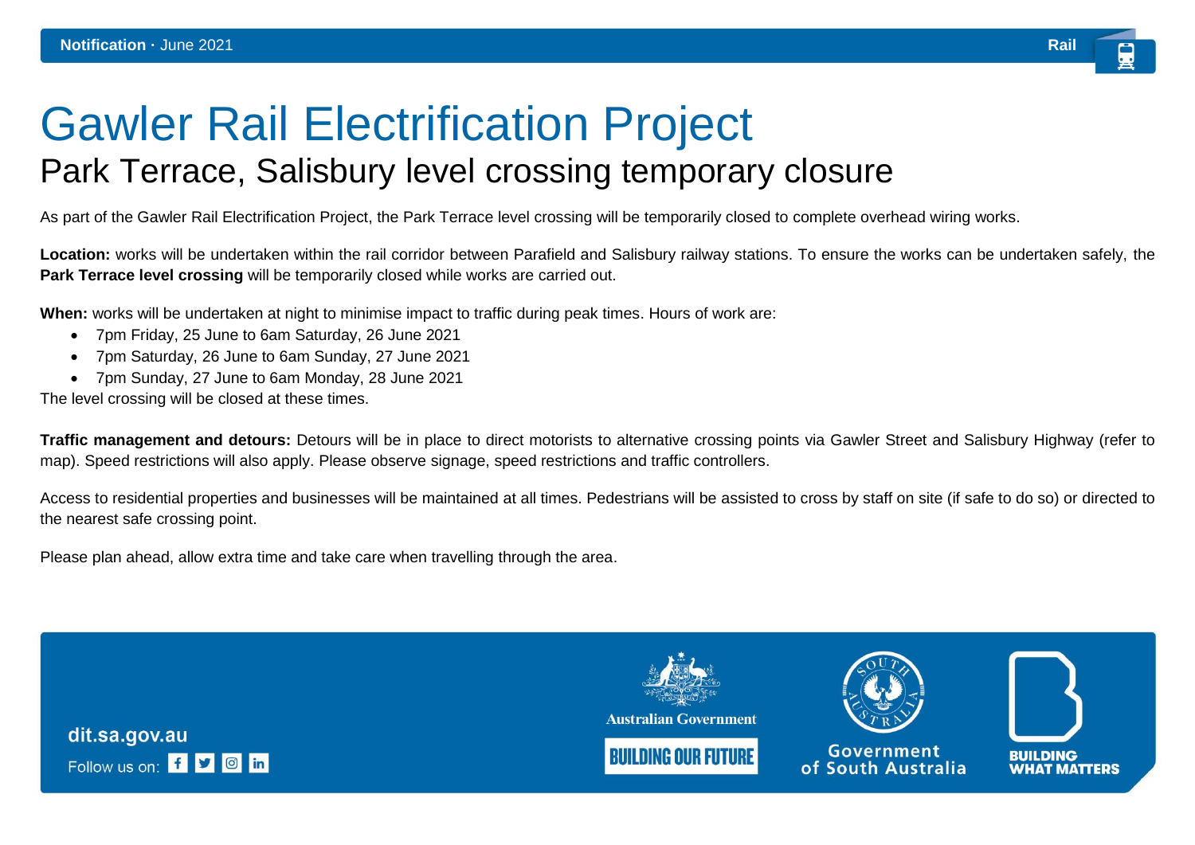**Notification** · June 2021

Rail

# Gawler Rail Electrification Project

## Park Terrace, Salisbury level crossing temporary closure

As part of the Gawler Rail Electrification Project, the Park Terrace level crossing will be temporarily closed to complete overhead wiring works.

**Location:** works will be undertaken within the rail corridor between Parafield and Salisbury railway stations. To ensure the works can be undertaken safely, the **Park Terrace level crossing** will be temporarily closed while works are carried out.

**When:** works will be undertaken at night to minimise impact to traffic during peak times. Hours of work are:

- 7pm Friday, 25 June to 6am Saturday, 26 June 2021
- 7pm Saturday, 26 June to 6am Sunday, 27 June 2021
- 7pm Sunday, 27 June to 6am Monday, 28 June 2021

The level crossing will be closed at these times.

**Traffic management and detours:** Detours will be in place to direct motorists to alternative crossing points via Gawler Street and Salisbury Highway (refer to map). Speed restrictions will also apply. Please observe signage, speed restrictions and traffic controllers.

Access to residential properties and businesses will be maintained at all times. Pedestrians will be assisted to cross by staff on site (if safe to do so) or directed to the nearest safe crossing point.

Please plan ahead, allow extra time and take care when travelling through the area.

dit.sa.gov.au

Follow us on:

Australian Government

BUILDING OUR FUTURE

Government of South Australia

BUILDING WHAT MATTERS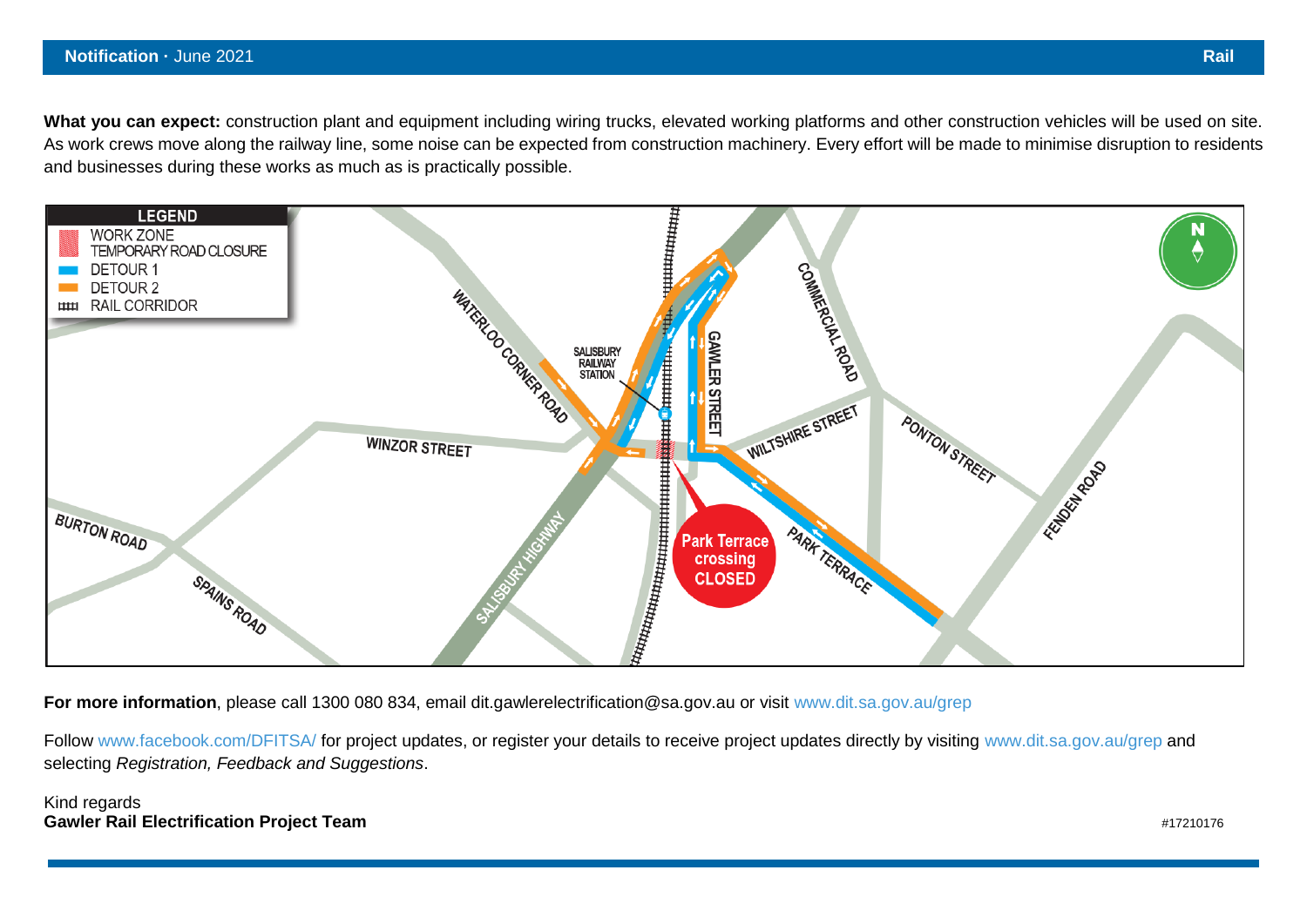**What you can expect:** construction plant and equipment including wiring trucks, elevated working platforms and other construction vehicles will be used on site. As work crews move along the railway line, some noise can be expected from construction machinery. Every effort will be made to minimise disruption to residents and businesses during these works as much as is practically possible.

LEGEND

WORK ZONE

TEMPORARY ROAD CLOSURE

DETOUR 1

DETOUR 2

RAIL CORRIDOR

N

WATERLOO CORNER ROAD

SALISBURY RAILWAY STATION

GAWLER STREET

COMMERCIAL ROAD

WILTSHIRE STREET

PONTON STREET

FENDEN ROAD

WINZOR STREET

BURTON ROAD

SPAINS ROAD

SALISBURY HIGHWAY

PARK TERRACE

Park Terrace crossing CLOSED

**For more information**, please call 1300 080 834, email dit.gawlerelectrification@sa.gov.au or visit www.dit.sa.gov.au/grep

Follow www.facebook.com/DFITSA/ for project updates, or register your details to receive project updates directly by visiting www.dit.sa.gov.au/grep and selecting *Registration, Feedback and Suggestions*.

Kind regards

**Gawler Rail Electrification Project Team**

#17210176